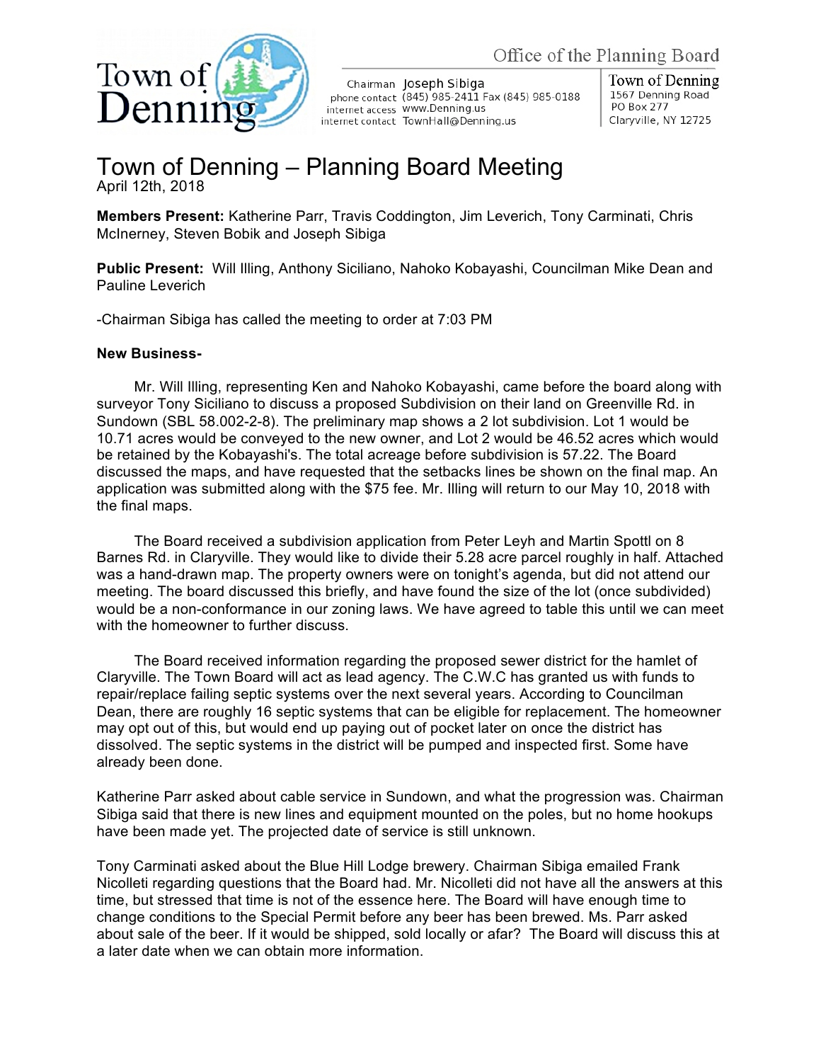Town of Denning

Office of the Planning Board

Chairman Joseph Sibiga
phone contact (845) 985-2411 Fax (845) 985-0188
internet access www.Denning.us
internet contact TownHall@Denning.us

Town of Denning
1567 Denning Road
PO Box 277
Claryville, NY 12725

# Town of Denning – Planning Board Meeting

April 12th, 2018

**Members Present:** Katherine Parr, Travis Coddington, Jim Leverich, Tony Carminati, Chris McInerney, Steven Bobik and Joseph Sibiga

**Public Present:** Will Illing, Anthony Siciliano, Nahoko Kobayashi, Councilman Mike Dean and Pauline Leverich

-Chairman Sibiga has called the meeting to order at 7:03 PM

**New Business-**

Mr. Will Illing, representing Ken and Nahoko Kobayashi, came before the board along with surveyor Tony Siciliano to discuss a proposed Subdivision on their land on Greenville Rd. in Sundown (SBL 58.002-2-8). The preliminary map shows a 2 lot subdivision. Lot 1 would be 10.71 acres would be conveyed to the new owner, and Lot 2 would be 46.52 acres which would be retained by the Kobayashi's. The total acreage before subdivision is 57.22. The Board discussed the maps, and have requested that the setbacks lines be shown on the final map. An application was submitted along with the $75 fee. Mr. Illing will return to our May 10, 2018 with the final maps.

The Board received a subdivision application from Peter Leyh and Martin Spottl on 8 Barnes Rd. in Claryville. They would like to divide their 5.28 acre parcel roughly in half. Attached was a hand-drawn map. The property owners were on tonight's agenda, but did not attend our meeting. The board discussed this briefly, and have found the size of the lot (once subdivided) would be a non-conformance in our zoning laws. We have agreed to table this until we can meet with the homeowner to further discuss.

The Board received information regarding the proposed sewer district for the hamlet of Claryville. The Town Board will act as lead agency. The C.W.C has granted us with funds to repair/replace failing septic systems over the next several years. According to Councilman Dean, there are roughly 16 septic systems that can be eligible for replacement. The homeowner may opt out of this, but would end up paying out of pocket later on once the district has dissolved. The septic systems in the district will be pumped and inspected first. Some have already been done.

Katherine Parr asked about cable service in Sundown, and what the progression was. Chairman Sibiga said that there is new lines and equipment mounted on the poles, but no home hookups have been made yet. The projected date of service is still unknown.

Tony Carminati asked about the Blue Hill Lodge brewery. Chairman Sibiga emailed Frank Nicolleti regarding questions that the Board had. Mr. Nicolleti did not have all the answers at this time, but stressed that time is not of the essence here. The Board will have enough time to change conditions to the Special Permit before any beer has been brewed. Ms. Parr asked about sale of the beer. If it would be shipped, sold locally or afar? The Board will discuss this at a later date when we can obtain more information.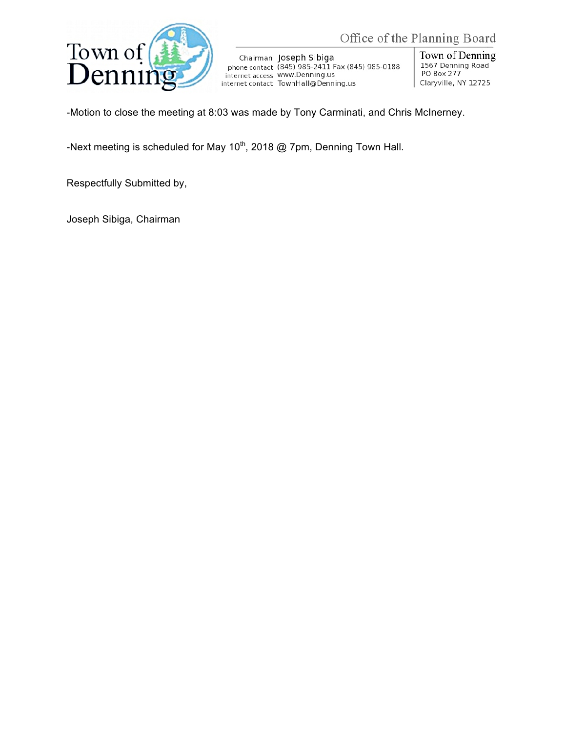Office of the Planning Board

Town of Denning

Chairman Joseph Sibiga
phone contact (845) 985-2411 Fax (845) 985-0188
internet access www.Denning.us
internet contact TownHall@Denning.us

Town of Denning
1567 Denning Road
PO Box 277
Claryville, NY 12725

-Motion to close the meeting at 8:03 was made by Tony Carminati, and Chris McInerney.

-Next meeting is scheduled for May 10th, 2018 @ 7pm, Denning Town Hall.

Respectfully Submitted by,

Joseph Sibiga, Chairman